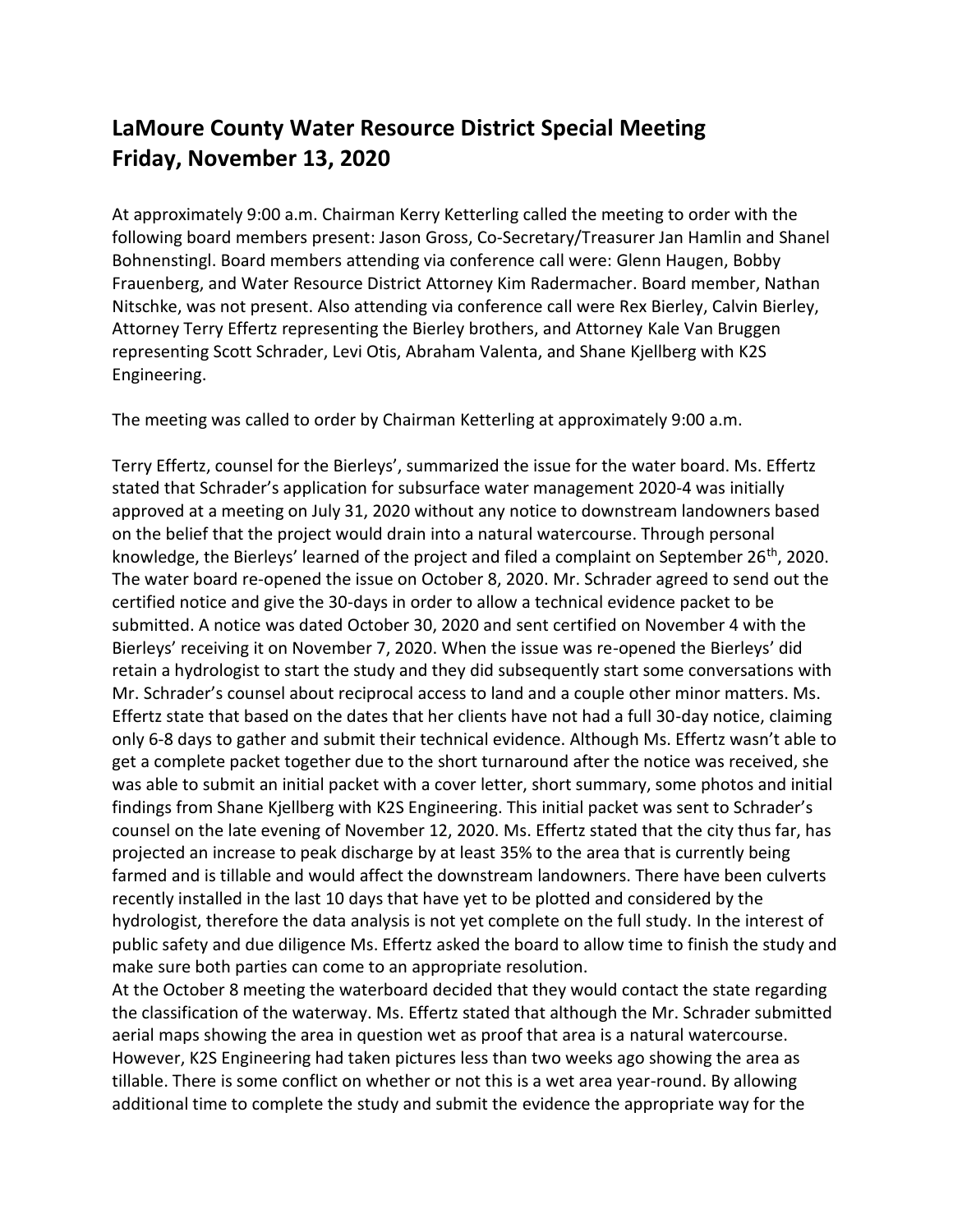# LaMoure County Water Resource District Special Meeting
# Friday, November 13, 2020

At approximately 9:00 a.m. Chairman Kerry Ketterling called the meeting to order with the following board members present: Jason Gross, Co-Secretary/Treasurer Jan Hamlin and Shanel Bohnenstingl. Board members attending via conference call were: Glenn Haugen, Bobby Frauenberg, and Water Resource District Attorney Kim Radermacher. Board member, Nathan Nitschke, was not present. Also attending via conference call were Rex Bierley, Calvin Bierley, Attorney Terry Effertz representing the Bierley brothers, and Attorney Kale Van Bruggen representing Scott Schrader, Levi Otis, Abraham Valenta, and Shane Kjellberg with K2S Engineering.

The meeting was called to order by Chairman Ketterling at approximately 9:00 a.m.

Terry Effertz, counsel for the Bierleys', summarized the issue for the water board. Ms. Effertz stated that Schrader's application for subsurface water management 2020-4 was initially approved at a meeting on July 31, 2020 without any notice to downstream landowners based on the belief that the project would drain into a natural watercourse. Through personal knowledge, the Bierleys' learned of the project and filed a complaint on September 26th, 2020. The water board re-opened the issue on October 8, 2020. Mr. Schrader agreed to send out the certified notice and give the 30-days in order to allow a technical evidence packet to be submitted. A notice was dated October 30, 2020 and sent certified on November 4 with the Bierleys' receiving it on November 7, 2020. When the issue was re-opened the Bierleys' did retain a hydrologist to start the study and they did subsequently start some conversations with Mr. Schrader's counsel about reciprocal access to land and a couple other minor matters. Ms. Effertz state that based on the dates that her clients have not had a full 30-day notice, claiming only 6-8 days to gather and submit their technical evidence. Although Ms. Effertz wasn't able to get a complete packet together due to the short turnaround after the notice was received, she was able to submit an initial packet with a cover letter, short summary, some photos and initial findings from Shane Kjellberg with K2S Engineering. This initial packet was sent to Schrader's counsel on the late evening of November 12, 2020. Ms. Effertz stated that the city thus far, has projected an increase to peak discharge by at least 35% to the area that is currently being farmed and is tillable and would affect the downstream landowners. There have been culverts recently installed in the last 10 days that have yet to be plotted and considered by the hydrologist, therefore the data analysis is not yet complete on the full study. In the interest of public safety and due diligence Ms. Effertz asked the board to allow time to finish the study and make sure both parties can come to an appropriate resolution.

At the October 8 meeting the waterboard decided that they would contact the state regarding the classification of the waterway. Ms. Effertz stated that although the Mr. Schrader submitted aerial maps showing the area in question wet as proof that area is a natural watercourse. However, K2S Engineering had taken pictures less than two weeks ago showing the area as tillable. There is some conflict on whether or not this is a wet area year-round. By allowing additional time to complete the study and submit the evidence the appropriate way for the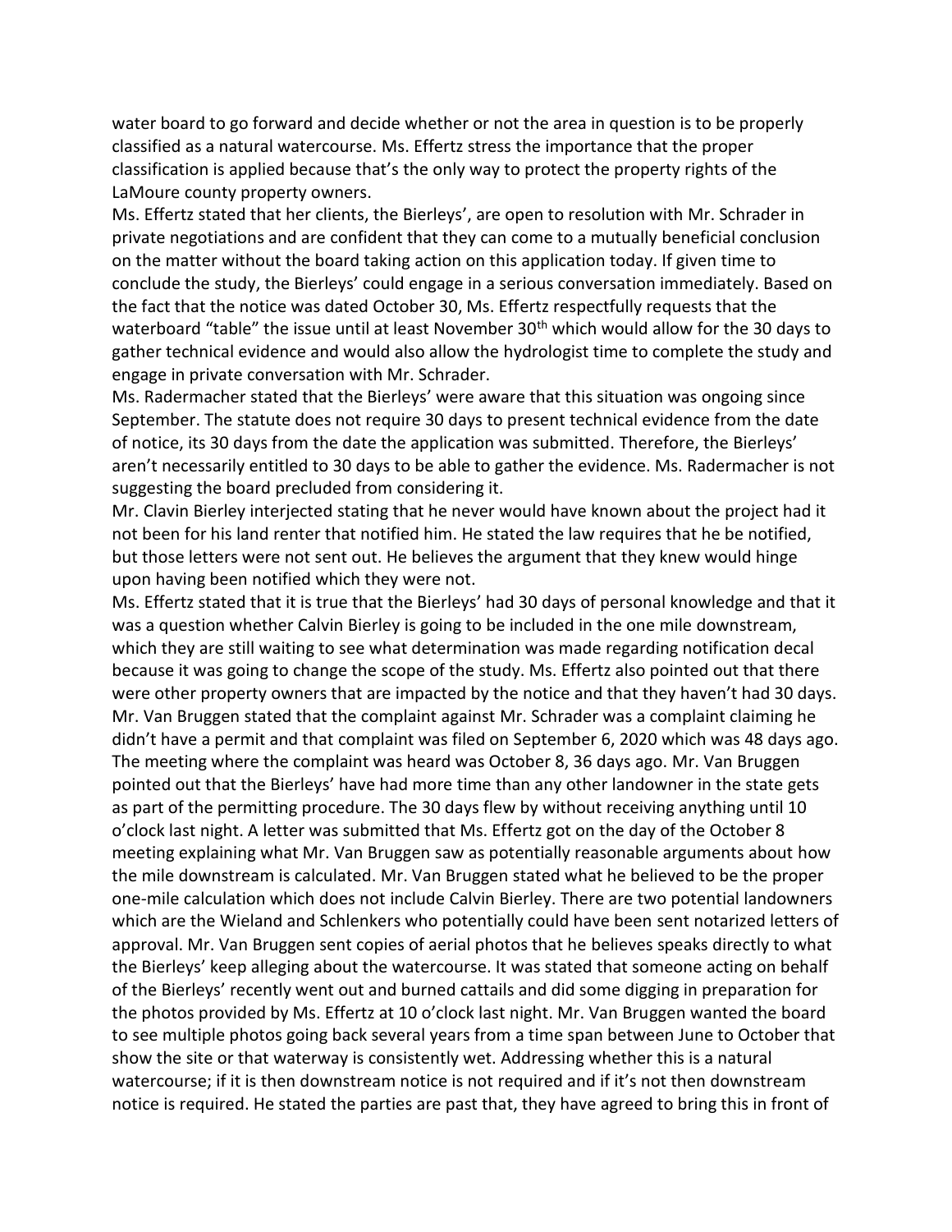water board to go forward and decide whether or not the area in question is to be properly classified as a natural watercourse. Ms. Effertz stress the importance that the proper classification is applied because that's the only way to protect the property rights of the LaMoure county property owners.

Ms. Effertz stated that her clients, the Bierleys', are open to resolution with Mr. Schrader in private negotiations and are confident that they can come to a mutually beneficial conclusion on the matter without the board taking action on this application today. If given time to conclude the study, the Bierleys' could engage in a serious conversation immediately. Based on the fact that the notice was dated October 30, Ms. Effertz respectfully requests that the waterboard "table" the issue until at least November 30th which would allow for the 30 days to gather technical evidence and would also allow the hydrologist time to complete the study and engage in private conversation with Mr. Schrader.

Ms. Radermacher stated that the Bierleys' were aware that this situation was ongoing since September. The statute does not require 30 days to present technical evidence from the date of notice, its 30 days from the date the application was submitted. Therefore, the Bierleys' aren't necessarily entitled to 30 days to be able to gather the evidence. Ms. Radermacher is not suggesting the board precluded from considering it.

Mr. Clavin Bierley interjected stating that he never would have known about the project had it not been for his land renter that notified him. He stated the law requires that he be notified, but those letters were not sent out. He believes the argument that they knew would hinge upon having been notified which they were not.

Ms. Effertz stated that it is true that the Bierleys' had 30 days of personal knowledge and that it was a question whether Calvin Bierley is going to be included in the one mile downstream, which they are still waiting to see what determination was made regarding notification decal because it was going to change the scope of the study. Ms. Effertz also pointed out that there were other property owners that are impacted by the notice and that they haven't had 30 days.

Mr. Van Bruggen stated that the complaint against Mr. Schrader was a complaint claiming he didn't have a permit and that complaint was filed on September 6, 2020 which was 48 days ago. The meeting where the complaint was heard was October 8, 36 days ago. Mr. Van Bruggen pointed out that the Bierleys' have had more time than any other landowner in the state gets as part of the permitting procedure. The 30 days flew by without receiving anything until 10 o'clock last night. A letter was submitted that Ms. Effertz got on the day of the October 8 meeting explaining what Mr. Van Bruggen saw as potentially reasonable arguments about how the mile downstream is calculated. Mr. Van Bruggen stated what he believed to be the proper one-mile calculation which does not include Calvin Bierley. There are two potential landowners which are the Wieland and Schlenkers who potentially could have been sent notarized letters of approval. Mr. Van Bruggen sent copies of aerial photos that he believes speaks directly to what the Bierleys' keep alleging about the watercourse. It was stated that someone acting on behalf of the Bierleys' recently went out and burned cattails and did some digging in preparation for the photos provided by Ms. Effertz at 10 o'clock last night. Mr. Van Bruggen wanted the board to see multiple photos going back several years from a time span between June to October that show the site or that waterway is consistently wet. Addressing whether this is a natural watercourse; if it is then downstream notice is not required and if it's not then downstream notice is required. He stated the parties are past that, they have agreed to bring this in front of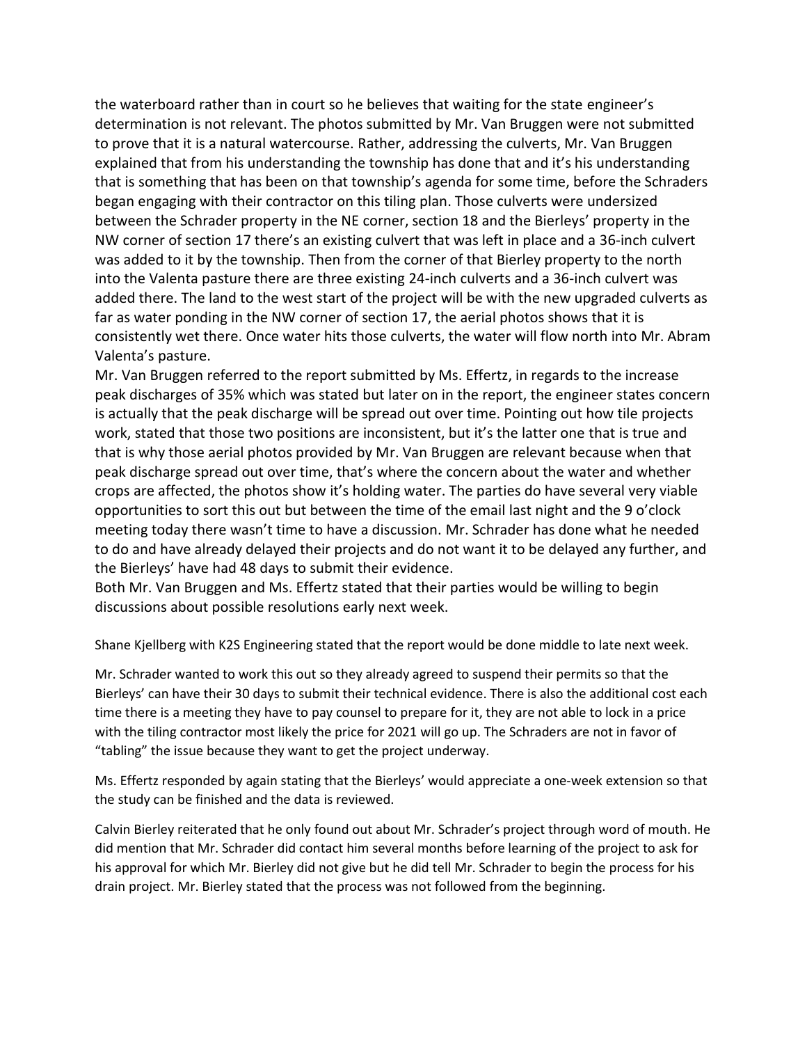the waterboard rather than in court so he believes that waiting for the state engineer's determination is not relevant. The photos submitted by Mr. Van Bruggen were not submitted to prove that it is a natural watercourse. Rather, addressing the culverts, Mr. Van Bruggen explained that from his understanding the township has done that and it's his understanding that is something that has been on that township's agenda for some time, before the Schraders began engaging with their contractor on this tiling plan. Those culverts were undersized between the Schrader property in the NE corner, section 18 and the Bierleys' property in the NW corner of section 17 there's an existing culvert that was left in place and a 36-inch culvert was added to it by the township. Then from the corner of that Bierley property to the north into the Valenta pasture there are three existing 24-inch culverts and a 36-inch culvert was added there. The land to the west start of the project will be with the new upgraded culverts as far as water ponding in the NW corner of section 17, the aerial photos shows that it is consistently wet there. Once water hits those culverts, the water will flow north into Mr. Abram Valenta's pasture.

Mr. Van Bruggen referred to the report submitted by Ms. Effertz, in regards to the increase peak discharges of 35% which was stated but later on in the report, the engineer states concern is actually that the peak discharge will be spread out over time. Pointing out how tile projects work, stated that those two positions are inconsistent, but it's the latter one that is true and that is why those aerial photos provided by Mr. Van Bruggen are relevant because when that peak discharge spread out over time, that's where the concern about the water and whether crops are affected, the photos show it's holding water. The parties do have several very viable opportunities to sort this out but between the time of the email last night and the 9 o'clock meeting today there wasn't time to have a discussion. Mr. Schrader has done what he needed to do and have already delayed their projects and do not want it to be delayed any further, and the Bierleys' have had 48 days to submit their evidence.

Both Mr. Van Bruggen and Ms. Effertz stated that their parties would be willing to begin discussions about possible resolutions early next week.

Shane Kjellberg with K2S Engineering stated that the report would be done middle to late next week.

Mr. Schrader wanted to work this out so they already agreed to suspend their permits so that the Bierleys' can have their 30 days to submit their technical evidence. There is also the additional cost each time there is a meeting they have to pay counsel to prepare for it, they are not able to lock in a price with the tiling contractor most likely the price for 2021 will go up. The Schraders are not in favor of "tabling" the issue because they want to get the project underway.

Ms. Effertz responded by again stating that the Bierleys' would appreciate a one-week extension so that the study can be finished and the data is reviewed.

Calvin Bierley reiterated that he only found out about Mr. Schrader's project through word of mouth. He did mention that Mr. Schrader did contact him several months before learning of the project to ask for his approval for which Mr. Bierley did not give but he did tell Mr. Schrader to begin the process for his drain project. Mr. Bierley stated that the process was not followed from the beginning.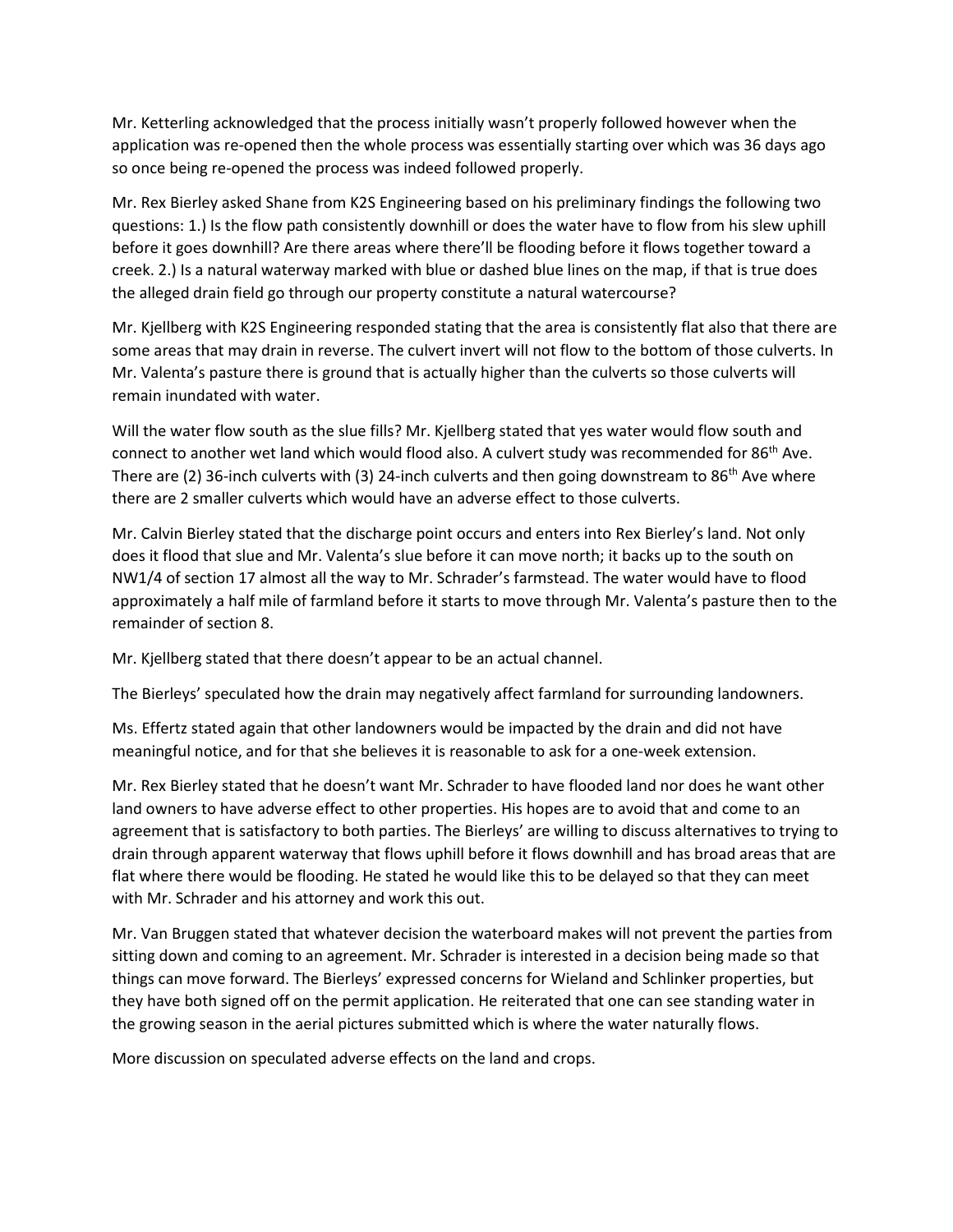Mr. Ketterling acknowledged that the process initially wasn't properly followed however when the application was re-opened then the whole process was essentially starting over which was 36 days ago so once being re-opened the process was indeed followed properly.

Mr. Rex Bierley asked Shane from K2S Engineering based on his preliminary findings the following two questions: 1.) Is the flow path consistently downhill or does the water have to flow from his slew uphill before it goes downhill? Are there areas where there'll be flooding before it flows together toward a creek. 2.) Is a natural waterway marked with blue or dashed blue lines on the map, if that is true does the alleged drain field go through our property constitute a natural watercourse?

Mr. Kjellberg with K2S Engineering responded stating that the area is consistently flat also that there are some areas that may drain in reverse. The culvert invert will not flow to the bottom of those culverts. In Mr. Valenta's pasture there is ground that is actually higher than the culverts so those culverts will remain inundated with water.

Will the water flow south as the slue fills? Mr. Kjellberg stated that yes water would flow south and connect to another wet land which would flood also. A culvert study was recommended for 86th Ave. There are (2) 36-inch culverts with (3) 24-inch culverts and then going downstream to 86th Ave where there are 2 smaller culverts which would have an adverse effect to those culverts.

Mr. Calvin Bierley stated that the discharge point occurs and enters into Rex Bierley's land. Not only does it flood that slue and Mr. Valenta's slue before it can move north; it backs up to the south on NW1/4 of section 17 almost all the way to Mr. Schrader's farmstead. The water would have to flood approximately a half mile of farmland before it starts to move through Mr. Valenta's pasture then to the remainder of section 8.

Mr. Kjellberg stated that there doesn't appear to be an actual channel.

The Bierleys' speculated how the drain may negatively affect farmland for surrounding landowners.

Ms. Effertz stated again that other landowners would be impacted by the drain and did not have meaningful notice, and for that she believes it is reasonable to ask for a one-week extension.

Mr. Rex Bierley stated that he doesn't want Mr. Schrader to have flooded land nor does he want other land owners to have adverse effect to other properties. His hopes are to avoid that and come to an agreement that is satisfactory to both parties. The Bierleys' are willing to discuss alternatives to trying to drain through apparent waterway that flows uphill before it flows downhill and has broad areas that are flat where there would be flooding. He stated he would like this to be delayed so that they can meet with Mr. Schrader and his attorney and work this out.

Mr. Van Bruggen stated that whatever decision the waterboard makes will not prevent the parties from sitting down and coming to an agreement. Mr. Schrader is interested in a decision being made so that things can move forward. The Bierleys' expressed concerns for Wieland and Schlinker properties, but they have both signed off on the permit application. He reiterated that one can see standing water in the growing season in the aerial pictures submitted which is where the water naturally flows.

More discussion on speculated adverse effects on the land and crops.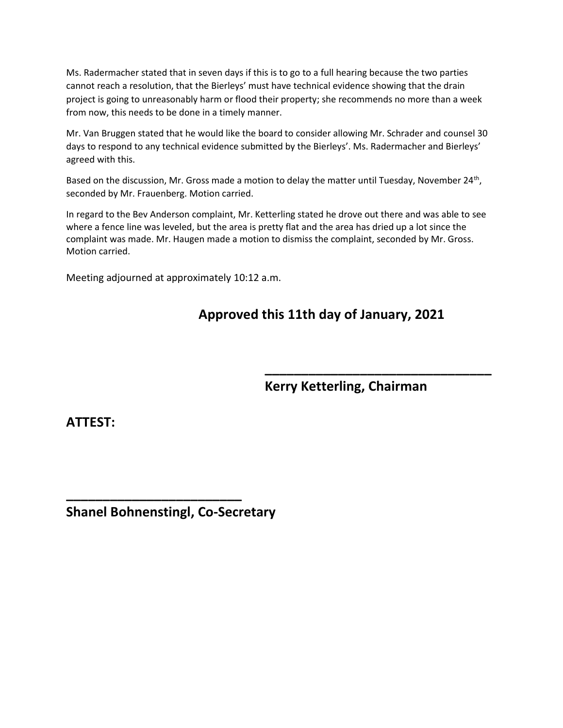Ms. Radermacher stated that in seven days if this is to go to a full hearing because the two parties cannot reach a resolution, that the Bierleys' must have technical evidence showing that the drain project is going to unreasonably harm or flood their property; she recommends no more than a week from now, this needs to be done in a timely manner.

Mr. Van Bruggen stated that he would like the board to consider allowing Mr. Schrader and counsel 30 days to respond to any technical evidence submitted by the Bierleys'. Ms. Radermacher and Bierleys' agreed with this.

Based on the discussion, Mr. Gross made a motion to delay the matter until Tuesday, November 24th, seconded by Mr. Frauenberg. Motion carried.

In regard to the Bev Anderson complaint, Mr. Ketterling stated he drove out there and was able to see where a fence line was leveled, but the area is pretty flat and the area has dried up a lot since the complaint was made. Mr. Haugen made a motion to dismiss the complaint, seconded by Mr. Gross. Motion carried.

Meeting adjourned at approximately 10:12 a.m.

**Approved this 11th day of January, 2021**

**\_\_\_\_\_\_\_\_\_\_\_\_\_\_\_\_\_\_\_\_\_\_\_\_\_\_\_\_\_\_\_\_**
**Kerry Ketterling, Chairman**

**ATTEST:**

**\_\_\_\_\_\_\_\_\_\_\_\_\_\_\_\_\_\_\_\_\_\_\_\_\_\_**
**Shanel Bohnenstingl, Co-Secretary**